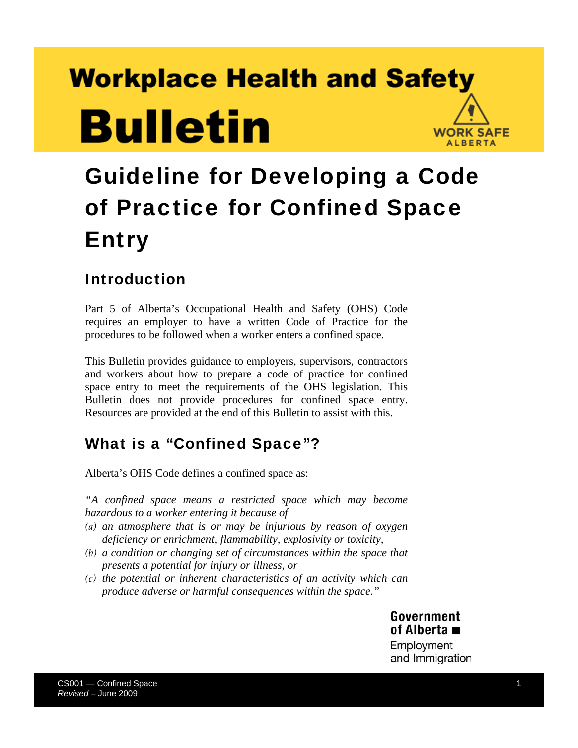# Workplace Health and Safety Bulletin

WORK SAFE ALBERTA

# Guideline for Developing a Code of Practice for Confined Space Entry

## Introduction

Part 5 of Alberta's Occupational Health and Safety (OHS) Code requires an employer to have a written Code of Practice for the procedures to be followed when a worker enters a confined space.

This Bulletin provides guidance to employers, supervisors, contractors and workers about how to prepare a code of practice for confined space entry to meet the requirements of the OHS legislation. This Bulletin does not provide procedures for confined space entry. Resources are provided at the end of this Bulletin to assist with this.

## What is a "Confined Space"?

Alberta's OHS Code defines a confined space as:

*"A confined space means a restricted space which may become hazardous to a worker entering it because of*

*(a) an atmosphere that is or may be injurious by reason of oxygen deficiency or enrichment, flammability, explosivity or toxicity,*

*(b) a condition or changing set of circumstances within the space that presents a potential for injury or illness, or*

*(c) the potential or inherent characteristics of an activity which can produce adverse or harmful consequences within the space."*

Government of Alberta ■
Employment and Immigration

CS001 — Confined Space
*Revised* – June 2009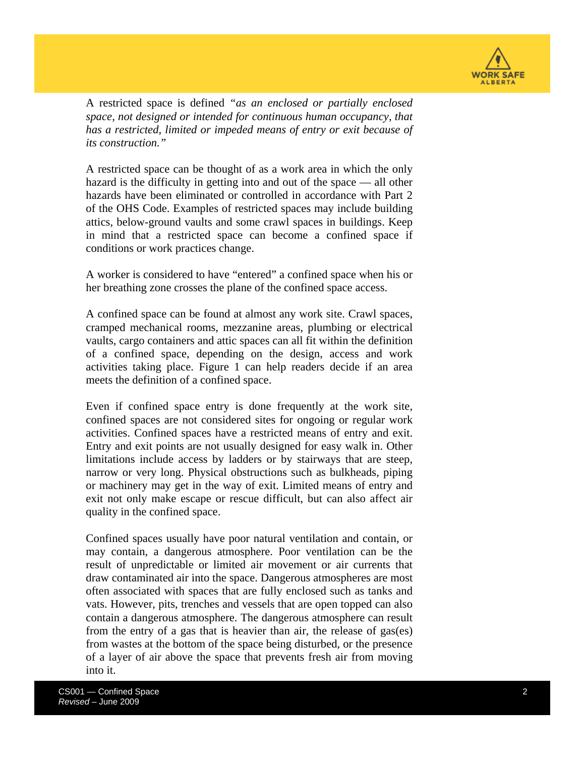A restricted space is defined *"as an enclosed or partially enclosed space, not designed or intended for continuous human occupancy, that has a restricted, limited or impeded means of entry or exit because of its construction."*

A restricted space can be thought of as a work area in which the only hazard is the difficulty in getting into and out of the space — all other hazards have been eliminated or controlled in accordance with Part 2 of the OHS Code. Examples of restricted spaces may include building attics, below-ground vaults and some crawl spaces in buildings. Keep in mind that a restricted space can become a confined space if conditions or work practices change.

A worker is considered to have "entered" a confined space when his or her breathing zone crosses the plane of the confined space access.

A confined space can be found at almost any work site. Crawl spaces, cramped mechanical rooms, mezzanine areas, plumbing or electrical vaults, cargo containers and attic spaces can all fit within the definition of a confined space, depending on the design, access and work activities taking place. Figure 1 can help readers decide if an area meets the definition of a confined space.

Even if confined space entry is done frequently at the work site, confined spaces are not considered sites for ongoing or regular work activities. Confined spaces have a restricted means of entry and exit. Entry and exit points are not usually designed for easy walk in. Other limitations include access by ladders or by stairways that are steep, narrow or very long. Physical obstructions such as bulkheads, piping or machinery may get in the way of exit. Limited means of entry and exit not only make escape or rescue difficult, but can also affect air quality in the confined space.

Confined spaces usually have poor natural ventilation and contain, or may contain, a dangerous atmosphere. Poor ventilation can be the result of unpredictable or limited air movement or air currents that draw contaminated air into the space. Dangerous atmospheres are most often associated with spaces that are fully enclosed such as tanks and vats. However, pits, trenches and vessels that are open topped can also contain a dangerous atmosphere. The dangerous atmosphere can result from the entry of a gas that is heavier than air, the release of gas(es) from wastes at the bottom of the space being disturbed, or the presence of a layer of air above the space that prevents fresh air from moving into it.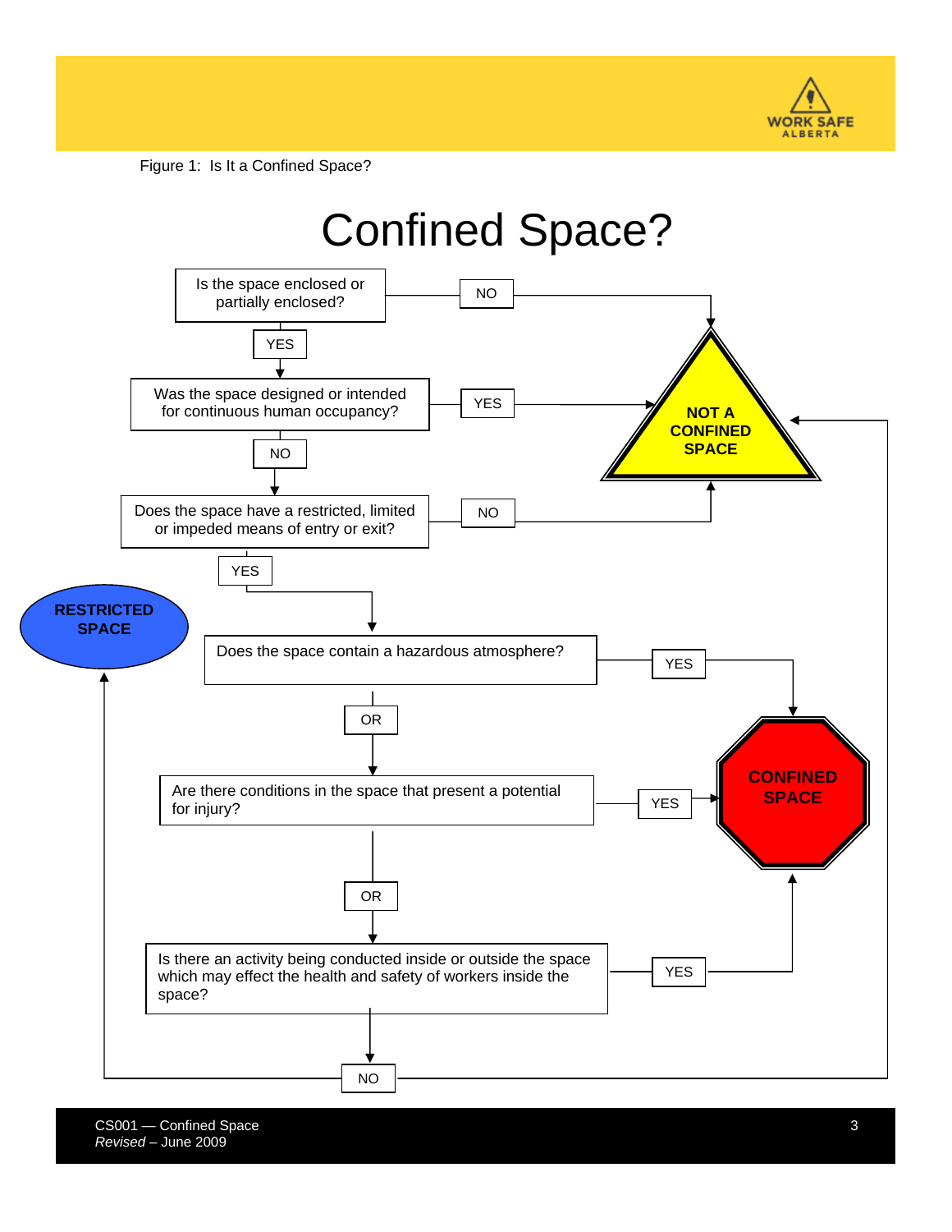Figure 1: Is It a Confined Space?

# Confined Space?

Is the space enclosed or partially enclosed?

NO → NOT A CONFINED SPACE

YES ↓

Was the space designed or intended for continuous human occupancy?

YES → NOT A CONFINED SPACE

NO ↓

Does the space have a restricted, limited or impeded means of entry or exit?

NO → NOT A CONFINED SPACE

YES ↓

Does the space contain a hazardous atmosphere?

YES → CONFINED SPACE

OR

Are there conditions in the space that present a potential for injury?

YES → CONFINED SPACE

OR

Is there an activity being conducted inside or outside the space which may effect the health and safety of workers inside the space?

YES → CONFINED SPACE

NO → RESTRICTED SPACE / NOT A CONFINED SPACE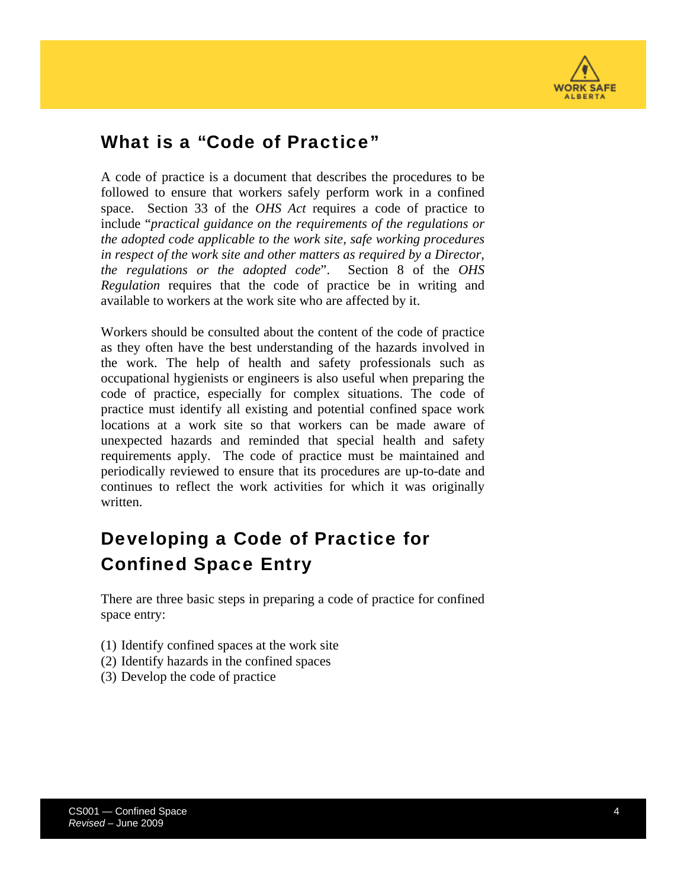## What is a "Code of Practice"

A code of practice is a document that describes the procedures to be followed to ensure that workers safely perform work in a confined space. Section 33 of the *OHS Act* requires a code of practice to include "*practical guidance on the requirements of the regulations or the adopted code applicable to the work site, safe working procedures in respect of the work site and other matters as required by a Director, the regulations or the adopted code*". Section 8 of the *OHS Regulation* requires that the code of practice be in writing and available to workers at the work site who are affected by it.

Workers should be consulted about the content of the code of practice as they often have the best understanding of the hazards involved in the work. The help of health and safety professionals such as occupational hygienists or engineers is also useful when preparing the code of practice, especially for complex situations. The code of practice must identify all existing and potential confined space work locations at a work site so that workers can be made aware of unexpected hazards and reminded that special health and safety requirements apply. The code of practice must be maintained and periodically reviewed to ensure that its procedures are up-to-date and continues to reflect the work activities for which it was originally written.

## Developing a Code of Practice for Confined Space Entry

There are three basic steps in preparing a code of practice for confined space entry:

(1) Identify confined spaces at the work site
(2) Identify hazards in the confined spaces
(3) Develop the code of practice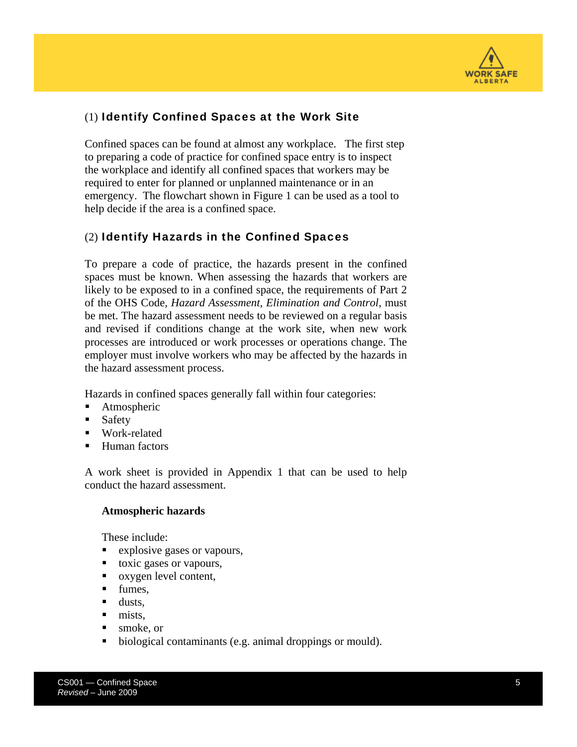## (1) Identify Confined Spaces at the Work Site

Confined spaces can be found at almost any workplace. The first step to preparing a code of practice for confined space entry is to inspect the workplace and identify all confined spaces that workers may be required to enter for planned or unplanned maintenance or in an emergency. The flowchart shown in Figure 1 can be used as a tool to help decide if the area is a confined space.

## (2) Identify Hazards in the Confined Spaces

To prepare a code of practice, the hazards present in the confined spaces must be known. When assessing the hazards that workers are likely to be exposed to in a confined space, the requirements of Part 2 of the OHS Code, *Hazard Assessment, Elimination and Control*, must be met. The hazard assessment needs to be reviewed on a regular basis and revised if conditions change at the work site, when new work processes are introduced or work processes or operations change. The employer must involve workers who may be affected by the hazards in the hazard assessment process.

Hazards in confined spaces generally fall within four categories:

- Atmospheric
- Safety
- Work-related
- Human factors

A work sheet is provided in Appendix 1 that can be used to help conduct the hazard assessment.

### Atmospheric hazards

These include:

- explosive gases or vapours,
- toxic gases or vapours,
- oxygen level content,
- fumes,
- dusts,
- mists,
- smoke, or
- biological contaminants (e.g. animal droppings or mould).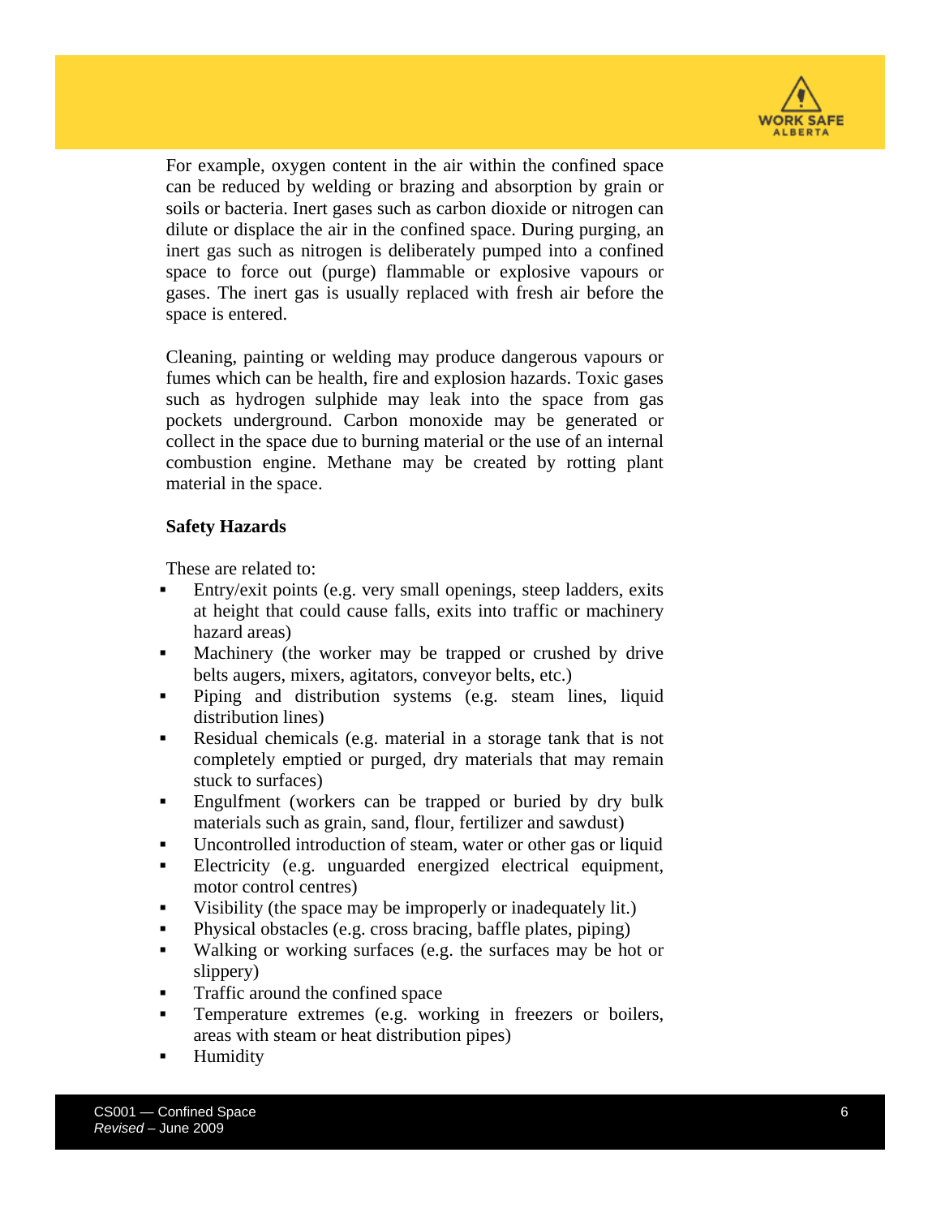For example, oxygen content in the air within the confined space can be reduced by welding or brazing and absorption by grain or soils or bacteria. Inert gases such as carbon dioxide or nitrogen can dilute or displace the air in the confined space. During purging, an inert gas such as nitrogen is deliberately pumped into a confined space to force out (purge) flammable or explosive vapours or gases. The inert gas is usually replaced with fresh air before the space is entered.

Cleaning, painting or welding may produce dangerous vapours or fumes which can be health, fire and explosion hazards. Toxic gases such as hydrogen sulphide may leak into the space from gas pockets underground. Carbon monoxide may be generated or collect in the space due to burning material or the use of an internal combustion engine. Methane may be created by rotting plant material in the space.

**Safety Hazards**

These are related to:

- Entry/exit points (e.g. very small openings, steep ladders, exits at height that could cause falls, exits into traffic or machinery hazard areas)
- Machinery (the worker may be trapped or crushed by drive belts augers, mixers, agitators, conveyor belts, etc.)
- Piping and distribution systems (e.g. steam lines, liquid distribution lines)
- Residual chemicals (e.g. material in a storage tank that is not completely emptied or purged, dry materials that may remain stuck to surfaces)
- Engulfment (workers can be trapped or buried by dry bulk materials such as grain, sand, flour, fertilizer and sawdust)
- Uncontrolled introduction of steam, water or other gas or liquid
- Electricity (e.g. unguarded energized electrical equipment, motor control centres)
- Visibility (the space may be improperly or inadequately lit.)
- Physical obstacles (e.g. cross bracing, baffle plates, piping)
- Walking or working surfaces (e.g. the surfaces may be hot or slippery)
- Traffic around the confined space
- Temperature extremes (e.g. working in freezers or boilers, areas with steam or heat distribution pipes)
- Humidity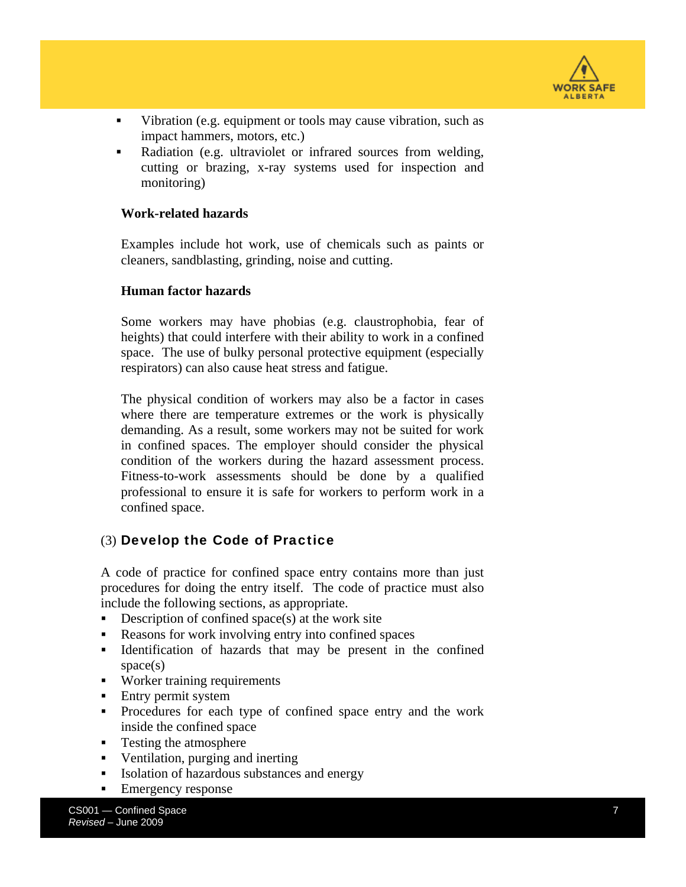- Vibration (e.g. equipment or tools may cause vibration, such as impact hammers, motors, etc.)
- Radiation (e.g. ultraviolet or infrared sources from welding, cutting or brazing, x-ray systems used for inspection and monitoring)

**Work-related hazards**

Examples include hot work, use of chemicals such as paints or cleaners, sandblasting, grinding, noise and cutting.

**Human factor hazards**

Some workers may have phobias (e.g. claustrophobia, fear of heights) that could interfere with their ability to work in a confined space. The use of bulky personal protective equipment (especially respirators) can also cause heat stress and fatigue.

The physical condition of workers may also be a factor in cases where there are temperature extremes or the work is physically demanding. As a result, some workers may not be suited for work in confined spaces. The employer should consider the physical condition of the workers during the hazard assessment process. Fitness-to-work assessments should be done by a qualified professional to ensure it is safe for workers to perform work in a confined space.

### (3) Develop the Code of Practice

A code of practice for confined space entry contains more than just procedures for doing the entry itself. The code of practice must also include the following sections, as appropriate.

- Description of confined space(s) at the work site
- Reasons for work involving entry into confined spaces
- Identification of hazards that may be present in the confined space(s)
- Worker training requirements
- Entry permit system
- Procedures for each type of confined space entry and the work inside the confined space
- Testing the atmosphere
- Ventilation, purging and inerting
- Isolation of hazardous substances and energy
- Emergency response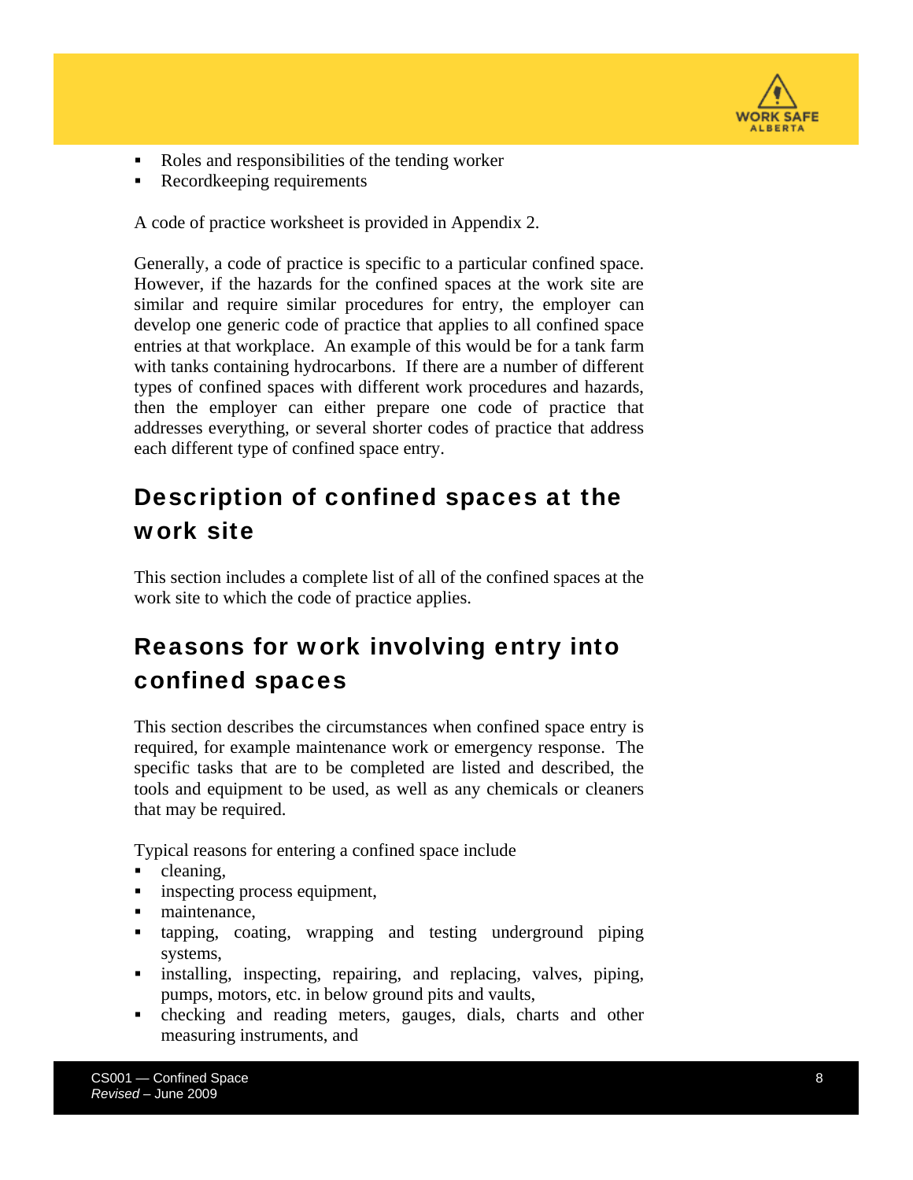- Roles and responsibilities of the tending worker
- Recordkeeping requirements

A code of practice worksheet is provided in Appendix 2.

Generally, a code of practice is specific to a particular confined space. However, if the hazards for the confined spaces at the work site are similar and require similar procedures for entry, the employer can develop one generic code of practice that applies to all confined space entries at that workplace. An example of this would be for a tank farm with tanks containing hydrocarbons. If there are a number of different types of confined spaces with different work procedures and hazards, then the employer can either prepare one code of practice that addresses everything, or several shorter codes of practice that address each different type of confined space entry.

## Description of confined spaces at the work site

This section includes a complete list of all of the confined spaces at the work site to which the code of practice applies.

## Reasons for work involving entry into confined spaces

This section describes the circumstances when confined space entry is required, for example maintenance work or emergency response. The specific tasks that are to be completed are listed and described, the tools and equipment to be used, as well as any chemicals or cleaners that may be required.

Typical reasons for entering a confined space include

- cleaning,
- inspecting process equipment,
- maintenance,
- tapping, coating, wrapping and testing underground piping systems,
- installing, inspecting, repairing, and replacing, valves, piping, pumps, motors, etc. in below ground pits and vaults,
- checking and reading meters, gauges, dials, charts and other measuring instruments, and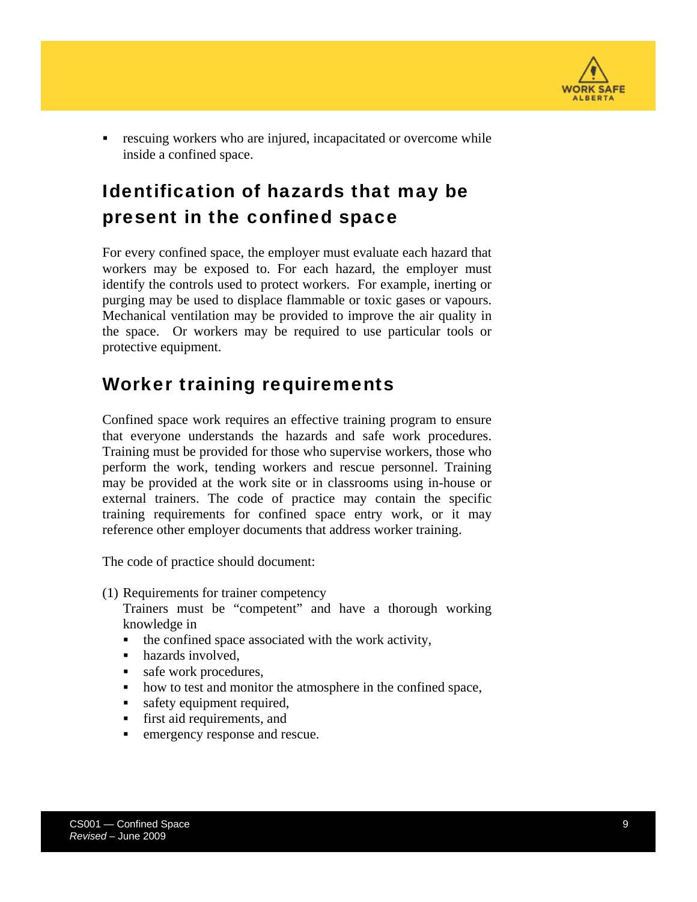- rescuing workers who are injured, incapacitated or overcome while inside a confined space.

## Identification of hazards that may be present in the confined space

For every confined space, the employer must evaluate each hazard that workers may be exposed to. For each hazard, the employer must identify the controls used to protect workers. For example, inerting or purging may be used to displace flammable or toxic gases or vapours. Mechanical ventilation may be provided to improve the air quality in the space. Or workers may be required to use particular tools or protective equipment.

## Worker training requirements

Confined space work requires an effective training program to ensure that everyone understands the hazards and safe work procedures. Training must be provided for those who supervise workers, those who perform the work, tending workers and rescue personnel. Training may be provided at the work site or in classrooms using in-house or external trainers. The code of practice may contain the specific training requirements for confined space entry work, or it may reference other employer documents that address worker training.

The code of practice should document:

(1) Requirements for trainer competency
   Trainers must be "competent" and have a thorough working knowledge in
   - the confined space associated with the work activity,
   - hazards involved,
   - safe work procedures,
   - how to test and monitor the atmosphere in the confined space,
   - safety equipment required,
   - first aid requirements, and
   - emergency response and rescue.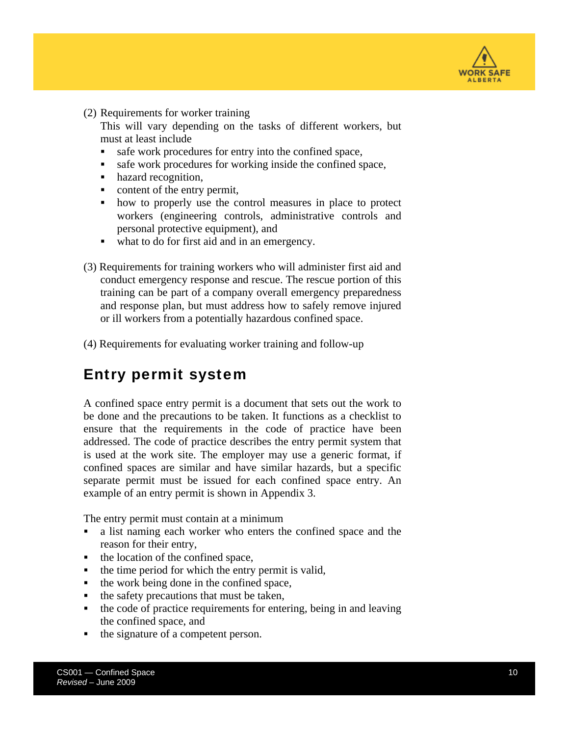(2) Requirements for worker training

This will vary depending on the tasks of different workers, but must at least include

- safe work procedures for entry into the confined space,
- safe work procedures for working inside the confined space,
- hazard recognition,
- content of the entry permit,
- how to properly use the control measures in place to protect workers (engineering controls, administrative controls and personal protective equipment), and
- what to do for first aid and in an emergency.

(3) Requirements for training workers who will administer first aid and conduct emergency response and rescue. The rescue portion of this training can be part of a company overall emergency preparedness and response plan, but must address how to safely remove injured or ill workers from a potentially hazardous confined space.

(4) Requirements for evaluating worker training and follow-up

## Entry permit system

A confined space entry permit is a document that sets out the work to be done and the precautions to be taken. It functions as a checklist to ensure that the requirements in the code of practice have been addressed. The code of practice describes the entry permit system that is used at the work site. The employer may use a generic format, if confined spaces are similar and have similar hazards, but a specific separate permit must be issued for each confined space entry. An example of an entry permit is shown in Appendix 3.

The entry permit must contain at a minimum

- a list naming each worker who enters the confined space and the reason for their entry,
- the location of the confined space,
- the time period for which the entry permit is valid,
- the work being done in the confined space,
- the safety precautions that must be taken,
- the code of practice requirements for entering, being in and leaving the confined space, and
- the signature of a competent person.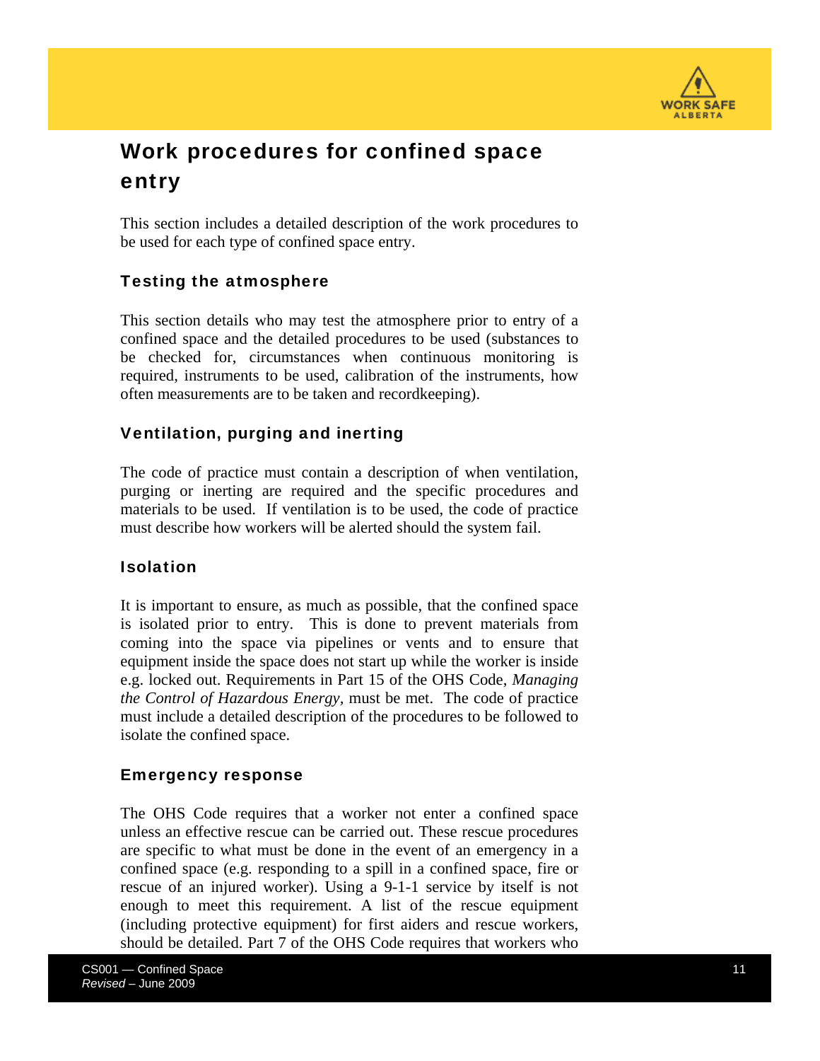## Work procedures for confined space entry

This section includes a detailed description of the work procedures to be used for each type of confined space entry.

### Testing the atmosphere

This section details who may test the atmosphere prior to entry of a confined space and the detailed procedures to be used (substances to be checked for, circumstances when continuous monitoring is required, instruments to be used, calibration of the instruments, how often measurements are to be taken and recordkeeping).

### Ventilation, purging and inerting

The code of practice must contain a description of when ventilation, purging or inerting are required and the specific procedures and materials to be used. If ventilation is to be used, the code of practice must describe how workers will be alerted should the system fail.

### Isolation

It is important to ensure, as much as possible, that the confined space is isolated prior to entry. This is done to prevent materials from coming into the space via pipelines or vents and to ensure that equipment inside the space does not start up while the worker is inside e.g. locked out. Requirements in Part 15 of the OHS Code, *Managing the Control of Hazardous Energy,* must be met. The code of practice must include a detailed description of the procedures to be followed to isolate the confined space.

### Emergency response

The OHS Code requires that a worker not enter a confined space unless an effective rescue can be carried out. These rescue procedures are specific to what must be done in the event of an emergency in a confined space (e.g. responding to a spill in a confined space, fire or rescue of an injured worker). Using a 9-1-1 service by itself is not enough to meet this requirement. A list of the rescue equipment (including protective equipment) for first aiders and rescue workers, should be detailed. Part 7 of the OHS Code requires that workers who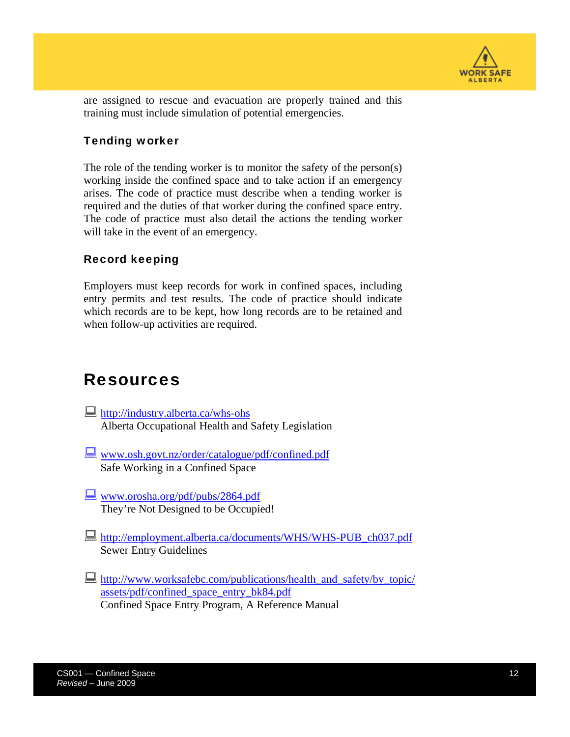are assigned to rescue and evacuation are properly trained and this training must include simulation of potential emergencies.

### Tending worker

The role of the tending worker is to monitor the safety of the person(s) working inside the confined space and to take action if an emergency arises. The code of practice must describe when a tending worker is required and the duties of that worker during the confined space entry. The code of practice must also detail the actions the tending worker will take in the event of an emergency.

### Record keeping

Employers must keep records for work in confined spaces, including entry permits and test results. The code of practice should indicate which records are to be kept, how long records are to be retained and when follow-up activities are required.

## Resources

- http://industry.alberta.ca/whs-ohs
  Alberta Occupational Health and Safety Legislation

- www.osh.govt.nz/order/catalogue/pdf/confined.pdf
  Safe Working in a Confined Space

- www.orosha.org/pdf/pubs/2864.pdf
  They're Not Designed to be Occupied!

- http://employment.alberta.ca/documents/WHS/WHS-PUB_ch037.pdf
  Sewer Entry Guidelines

- http://www.worksafebc.com/publications/health_and_safety/by_topic/assets/pdf/confined_space_entry_bk84.pdf
  Confined Space Entry Program, A Reference Manual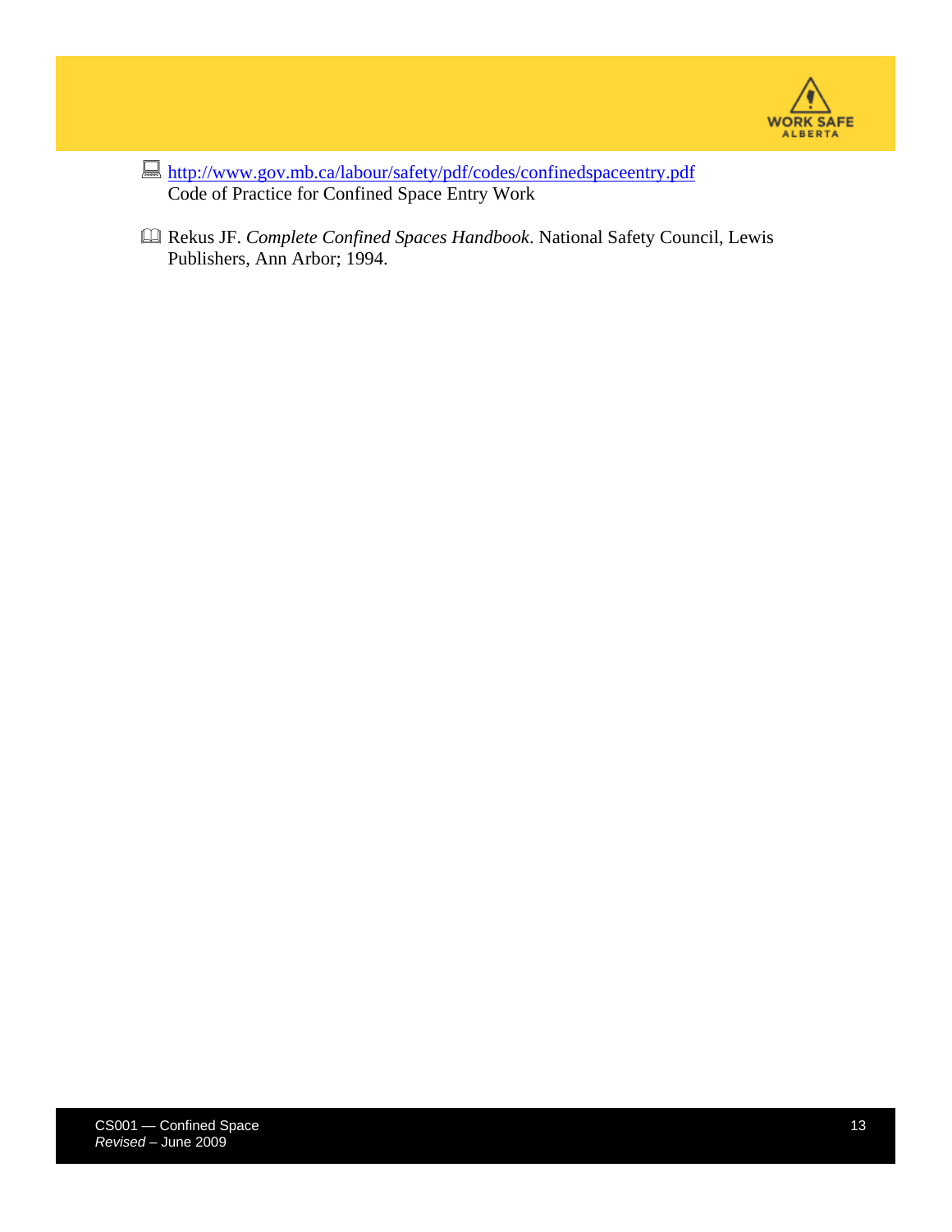[http://www.gov.mb.ca/labour/safety/pdf/codes/confinedspaceentry.pdf](http://www.gov.mb.ca/labour/safety/pdf/codes/confinedspaceentry.pdf)
Code of Practice for Confined Space Entry Work

Rekus JF. *Complete Confined Spaces Handbook*. National Safety Council, Lewis Publishers, Ann Arbor; 1994.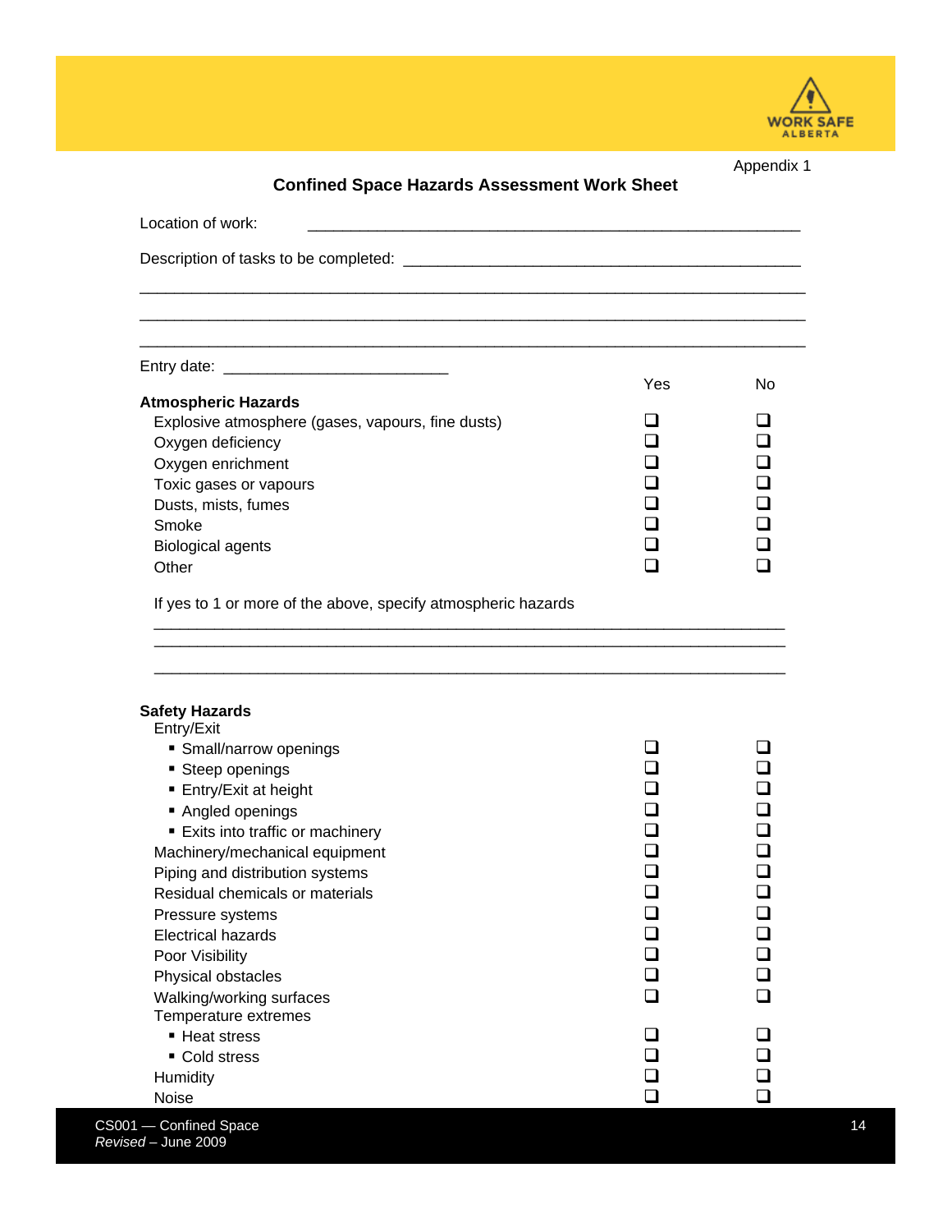Appendix 1

## Confined Space Hazards Assessment Work Sheet

Location of work: ______________________________________________________

Description of tasks to be completed: ____________________________________________

______________________________________________________________________

______________________________________________________________________

______________________________________________________________________

Entry date: _________________________

| | Yes | No |
|---|---|---|
| **Atmospheric Hazards** | | |
| Explosive atmosphere (gases, vapours, fine dusts) | ❑ | ❑ |
| Oxygen deficiency | ❑ | ❑ |
| Oxygen enrichment | ❑ | ❑ |
| Toxic gases or vapours | ❑ | ❑ |
| Dusts, mists, fumes | ❑ | ❑ |
| Smoke | ❑ | ❑ |
| Biological agents | ❑ | ❑ |
| Other | ❑ | ❑ |

If yes to 1 or more of the above, specify atmospheric hazards

______________________________________________________________________

______________________________________________________________________

______________________________________________________________________

| | Yes | No |
|---|---|---|
| **Safety Hazards** | | |
| Entry/Exit | | |
| ▪ Small/narrow openings | ❑ | ❑ |
| ▪ Steep openings | ❑ | ❑ |
| ▪ Entry/Exit at height | ❑ | ❑ |
| ▪ Angled openings | ❑ | ❑ |
| ▪ Exits into traffic or machinery | ❑ | ❑ |
| Machinery/mechanical equipment | ❑ | ❑ |
| Piping and distribution systems | ❑ | ❑ |
| Residual chemicals or materials | ❑ | ❑ |
| Pressure systems | ❑ | ❑ |
| Electrical hazards | ❑ | ❑ |
| Poor Visibility | ❑ | ❑ |
| Physical obstacles | ❑ | ❑ |
| Walking/working surfaces | ❑ | ❑ |
| Temperature extremes | | |
| ▪ Heat stress | ❑ | ❑ |
| ▪ Cold stress | ❑ | ❑ |
| Humidity | ❑ | ❑ |
| Noise | ❑ | ❑ |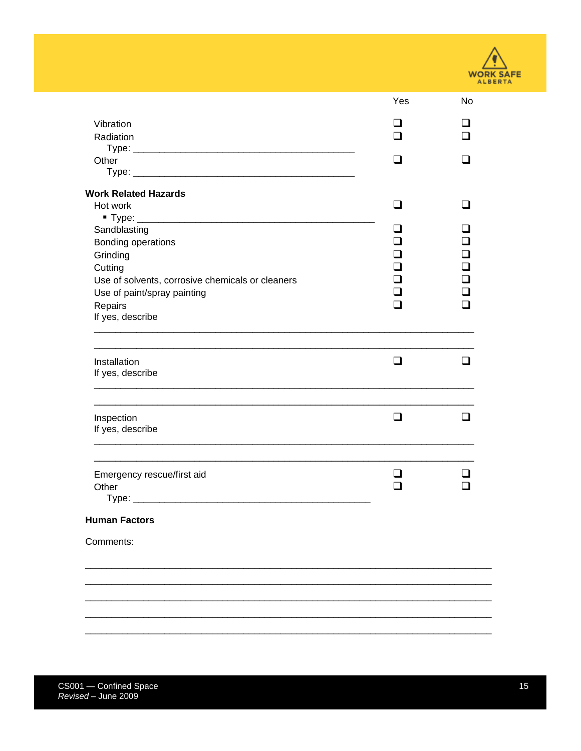| | Yes | No |
|---|---|---|
| Vibration | ❑ | ❑ |
| Radiation | ❑ | ❑ |
| Type: ___________________________________________ | | |
| Other | ❑ | ❑ |
| Type: ___________________________________________ | | |

**Work Related Hazards**

| | Yes | No |
|---|---|---|
| Hot work | ❑ | ❑ |
| ▪ Type: ______________________________________________ | | |
| Sandblasting | ❑ | ❑ |
| Bonding operations | ❑ | ❑ |
| Grinding | ❑ | ❑ |
| Cutting | ❑ | ❑ |
| Use of solvents, corrosive chemicals or cleaners | ❑ | ❑ |
| Use of paint/spray painting | ❑ | ❑ |
| Repairs | ❑ | ❑ |

If yes, describe

__________________________________________________________________________

__________________________________________________________________________

| | Yes | No |
|---|---|---|
| Installation | ❑ | ❑ |

If yes, describe

__________________________________________________________________________

__________________________________________________________________________

| | Yes | No |
|---|---|---|
| Inspection | ❑ | ❑ |

If yes, describe

__________________________________________________________________________

__________________________________________________________________________

| | Yes | No |
|---|---|---|
| Emergency rescue/first aid | ❑ | ❑ |
| Other | ❑ | ❑ |
| Type: ______________________________________________ | | |

**Human Factors**

Comments:

_____________________________________________________________________________

_____________________________________________________________________________

_____________________________________________________________________________

_____________________________________________________________________________

_____________________________________________________________________________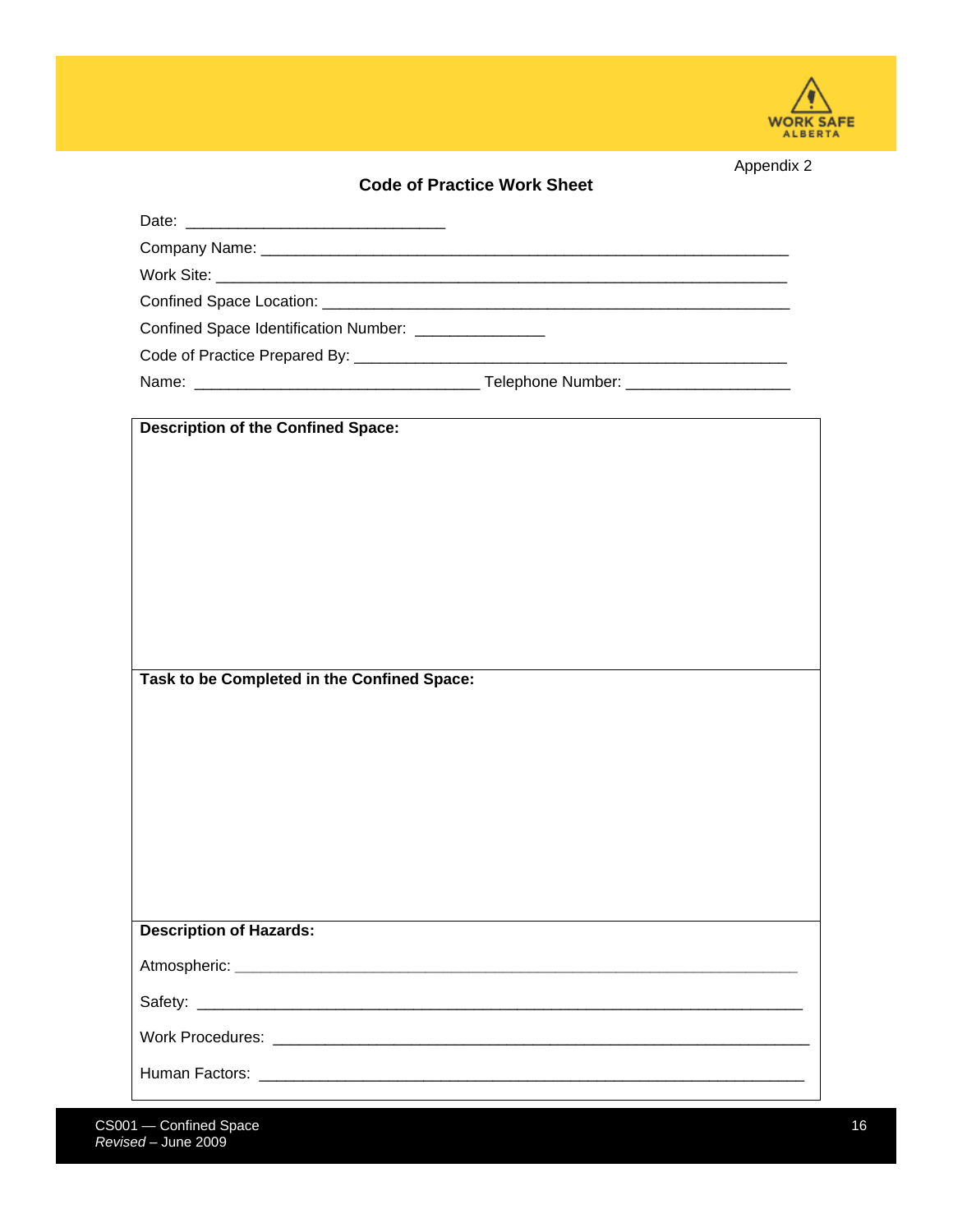Appendix 2

## Code of Practice Work Sheet

Date: ______________________________

Company Name: ____________________________________________________________

Work Site: _________________________________________________________________

Confined Space Location: ______________________________________________________

Confined Space Identification Number: _______________

Code of Practice Prepared By: __________________________________________________

Name: ________________________________ Telephone Number: __________________

| **Description of the Confined Space:** |
|---|
| <br><br><br><br><br><br><br> |
| **Task to be Completed in the Confined Space:** |
| <br><br><br><br><br><br><br> |
| **Description of Hazards:**<br><br>Atmospheric: ______________________________________________________________<br><br>Safety: ___________________________________________________________________<br><br>Work Procedures: ___________________________________________________________<br><br>Human Factors: _____________________________________________________________ |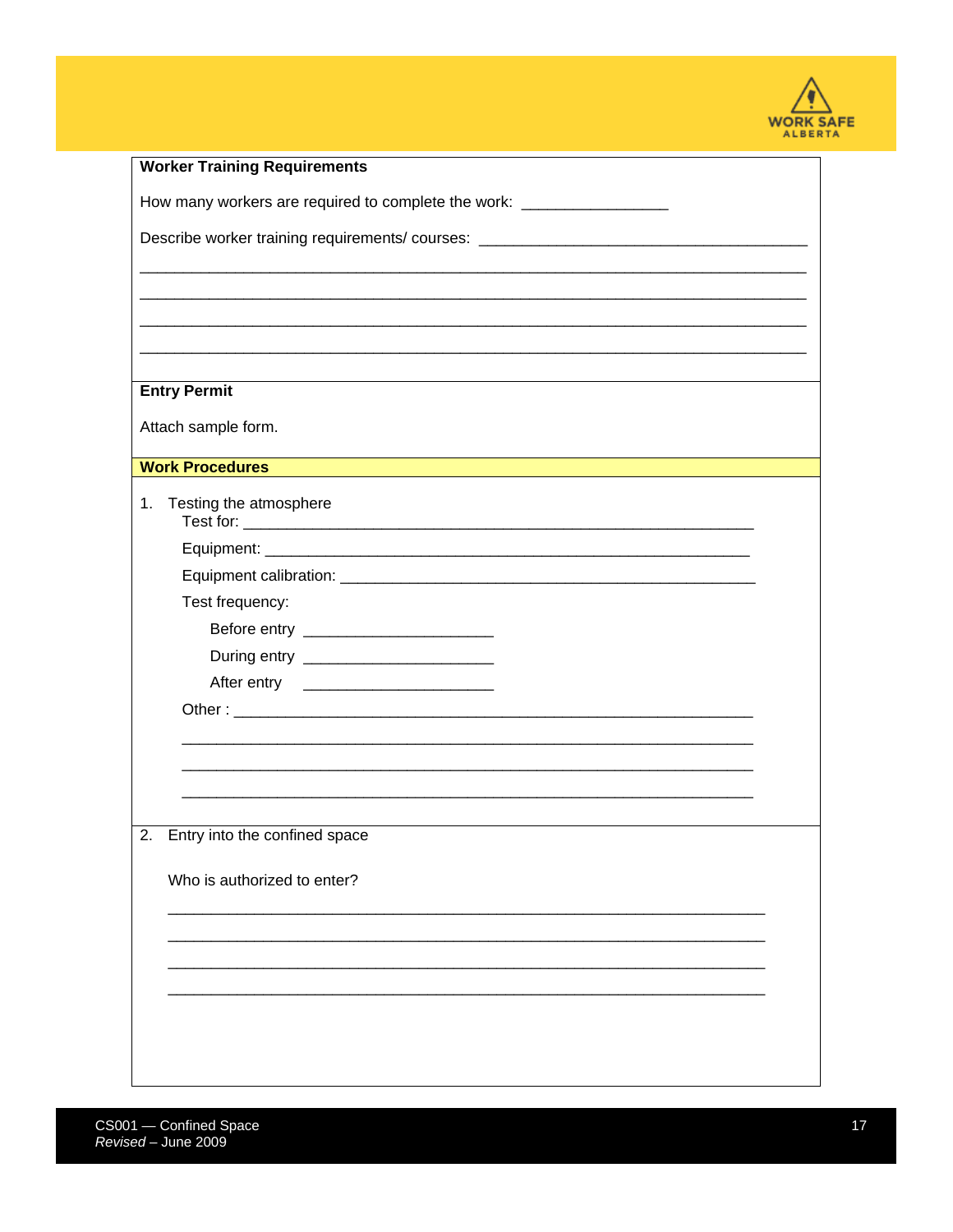**Worker Training Requirements**

How many workers are required to complete the work: ________________

Describe worker training requirements/ courses: ______________________________________

__________________________________________________________________________

__________________________________________________________________________

__________________________________________________________________________

__________________________________________________________________________

**Entry Permit**

Attach sample form.

**Work Procedures**

1. Testing the atmosphere

   Test for: ____________________________________________________________

   Equipment: __________________________________________________________

   Equipment calibration: _______________________________________________

   Test frequency:

      Before entry _____________________

      During entry _____________________

      After entry _____________________

   Other : ______________________________________________________________

   _____________________________________________________________________

   _____________________________________________________________________

   _____________________________________________________________________

2. Entry into the confined space

   Who is authorized to enter?

   _____________________________________________________________________

   _____________________________________________________________________

   _____________________________________________________________________

   _____________________________________________________________________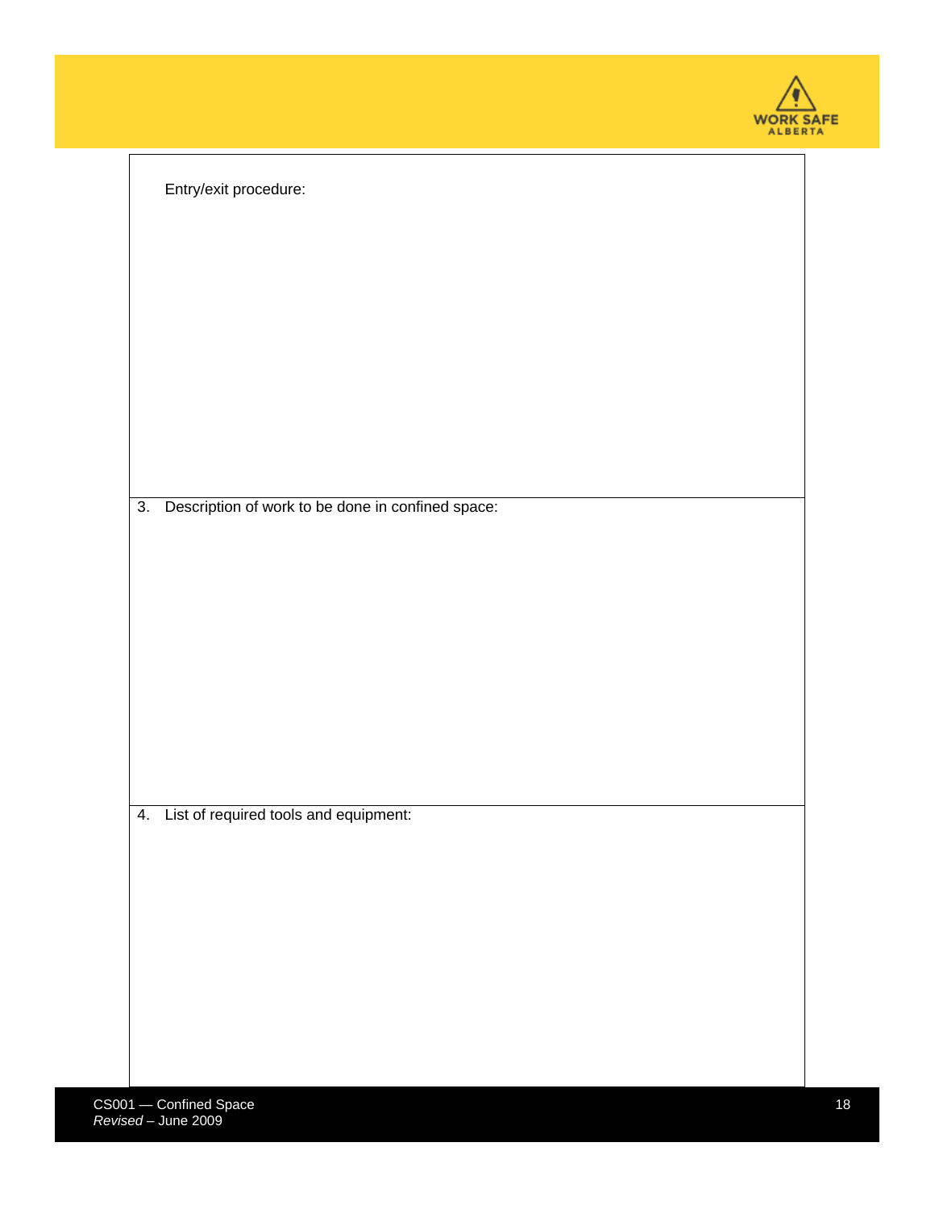Entry/exit procedure:

3. Description of work to be done in confined space:

4. List of required tools and equipment: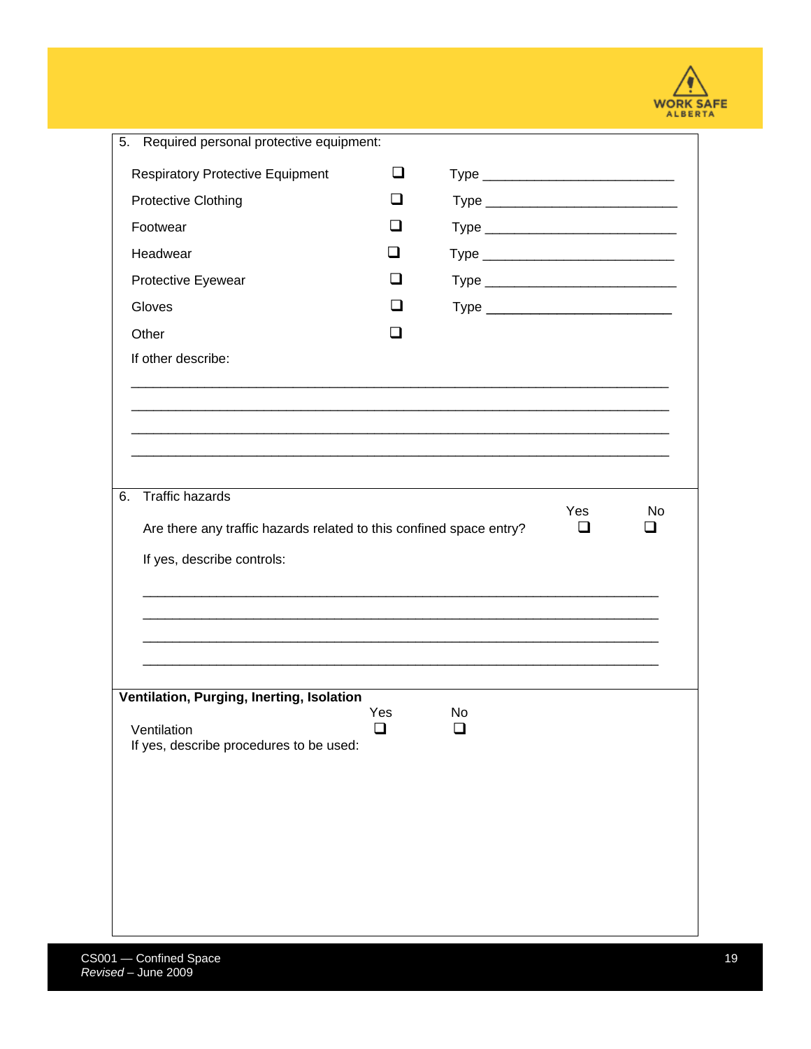5. Required personal protective equipment:

| | | |
|---|---|---|
| Respiratory Protective Equipment | ❑ | Type ________________________ |
| Protective Clothing | ❑ | Type ________________________ |
| Footwear | ❑ | Type ________________________ |
| Headwear | ❑ | Type ________________________ |
| Protective Eyewear | ❑ | Type ________________________ |
| Gloves | ❑ | Type ________________________ |
| Other | ❑ | |

If other describe:

______________________________________________________________________

______________________________________________________________________

______________________________________________________________________

______________________________________________________________________

6. Traffic hazards

| | Yes | No |
|---|---|---|
| Are there any traffic hazards related to this confined space entry? | ❑ | ❑ |

If yes, describe controls:

______________________________________________________________________

______________________________________________________________________

______________________________________________________________________

______________________________________________________________________

**Ventilation, Purging, Inerting, Isolation**

| | Yes | No |
|---|---|---|
| Ventilation | ❑ | ❑ |

If yes, describe procedures to be used: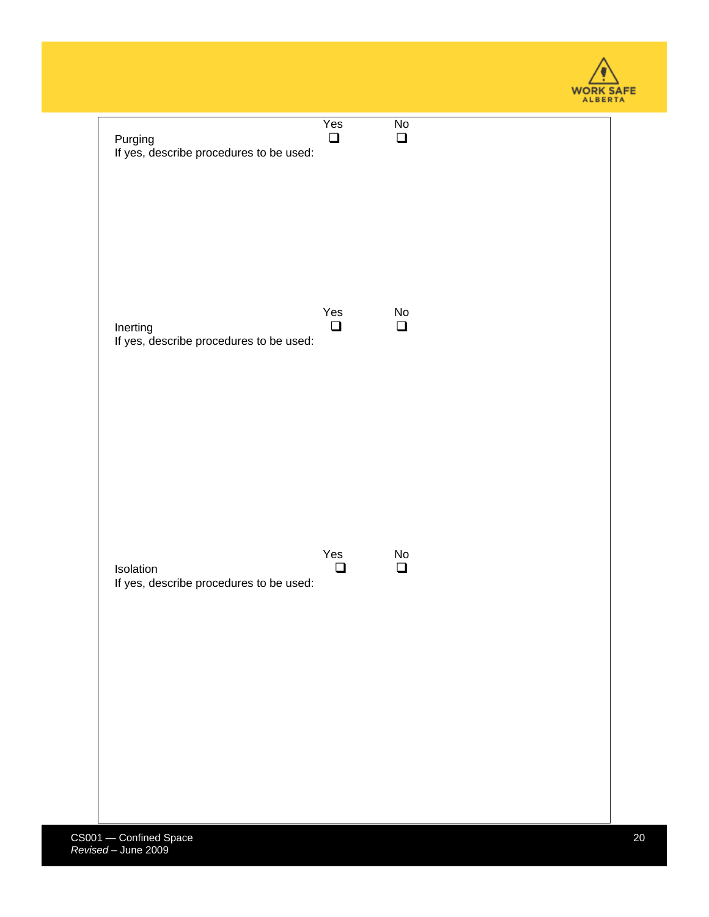| | Yes | No |
|---|---|---|
| Purging<br>If yes, describe procedures to be used: | ❑ | ❑ |

| | Yes | No |
|---|---|---|
| Inerting<br>If yes, describe procedures to be used: | ❑ | ❑ |

| | Yes | No |
|---|---|---|
| Isolation<br>If yes, describe procedures to be used: | ❑ | ❑ |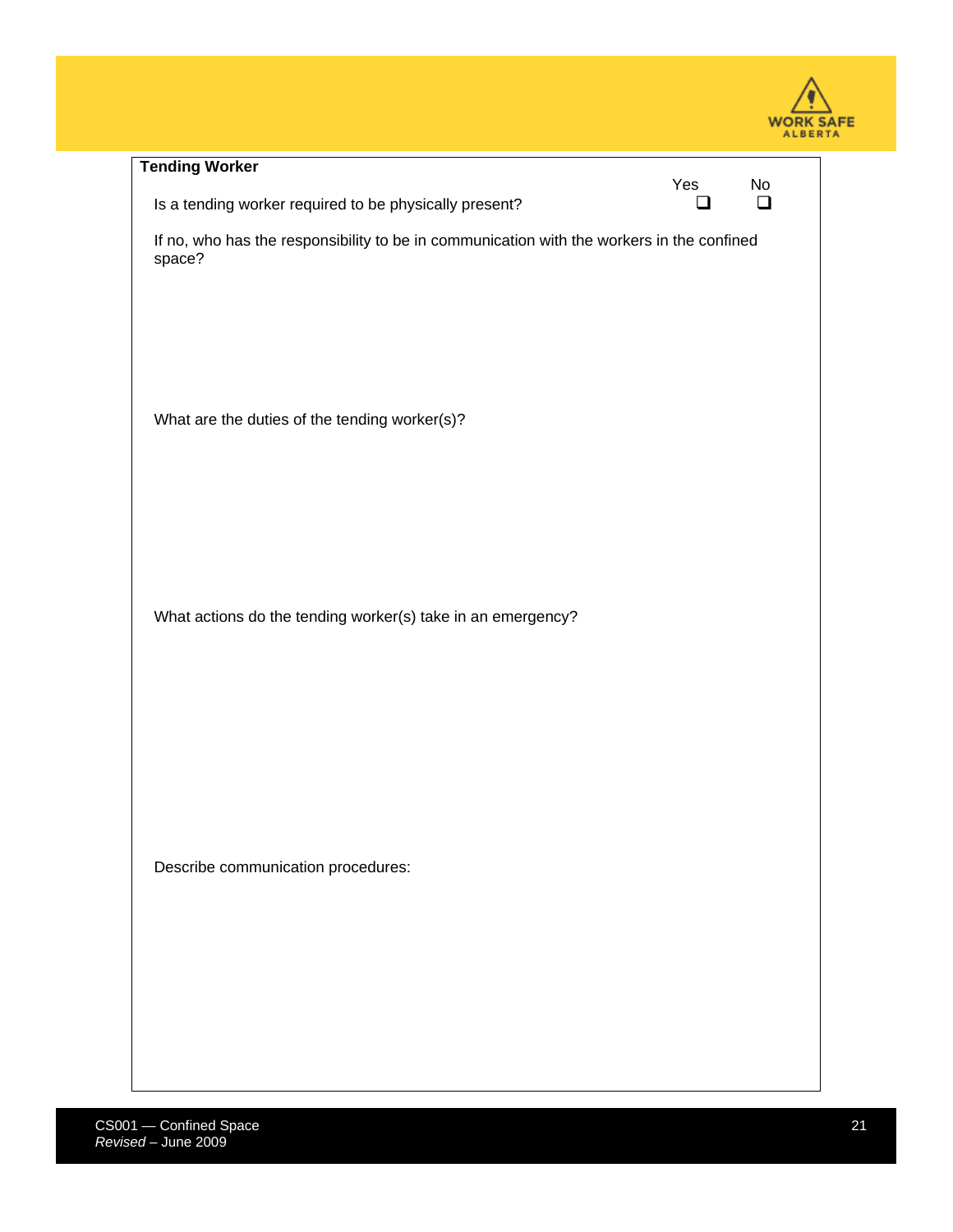**Tending Worker**

| | Yes | No |
|---|---|---|
| Is a tending worker required to be physically present? | ❑ | ❑ |

If no, who has the responsibility to be in communication with the workers in the confined space?

What are the duties of the tending worker(s)?

What actions do the tending worker(s) take in an emergency?

Describe communication procedures: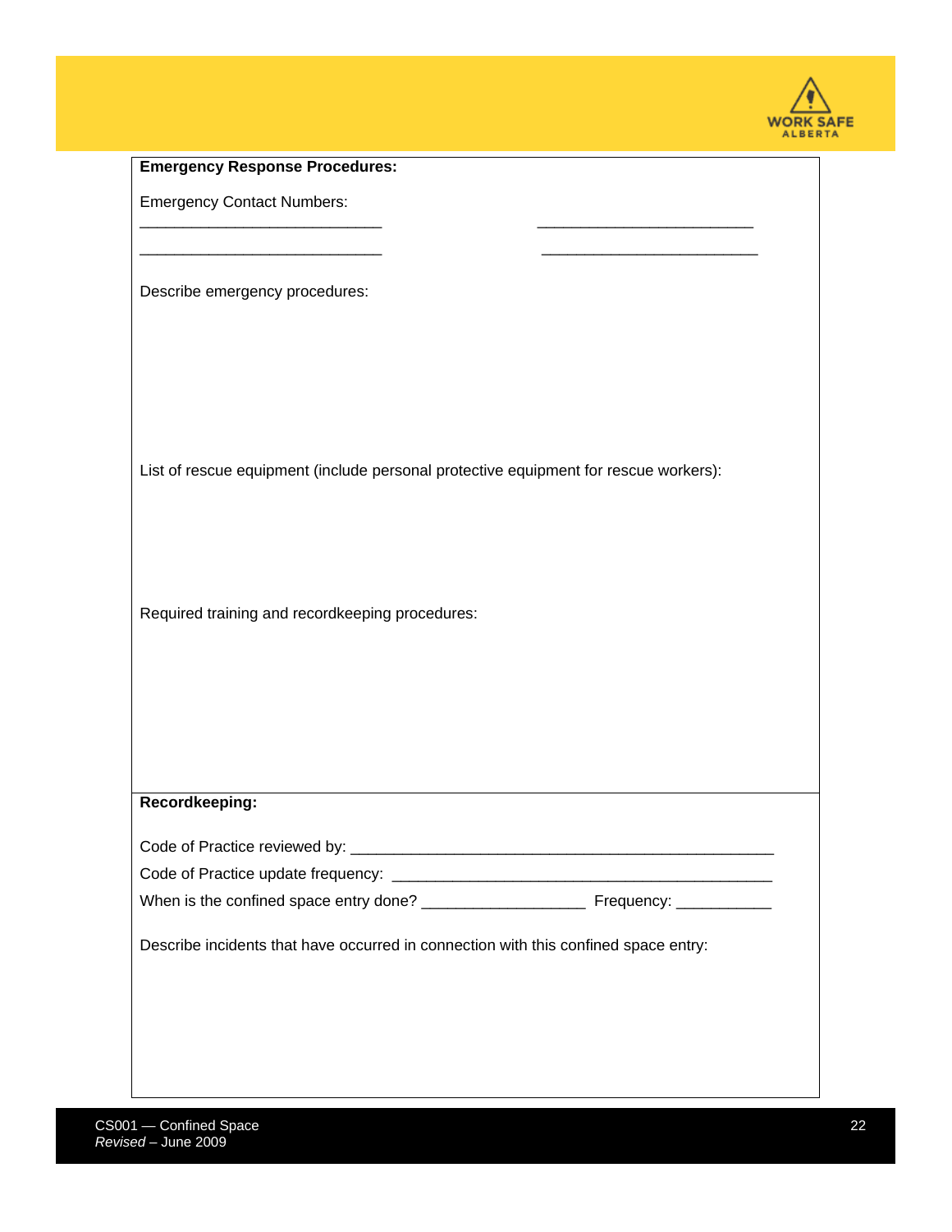**Emergency Response Procedures:**

Emergency Contact Numbers:

___________________________ ________________________

___________________________ ________________________

Describe emergency procedures:

List of rescue equipment (include personal protective equipment for rescue workers):

Required training and recordkeeping procedures:

**Recordkeeping:**

Code of Practice reviewed by: ________________________________________________

Code of Practice update frequency: ___________________________________________

When is the confined space entry done? __________________ Frequency: ___________

Describe incidents that have occurred in connection with this confined space entry: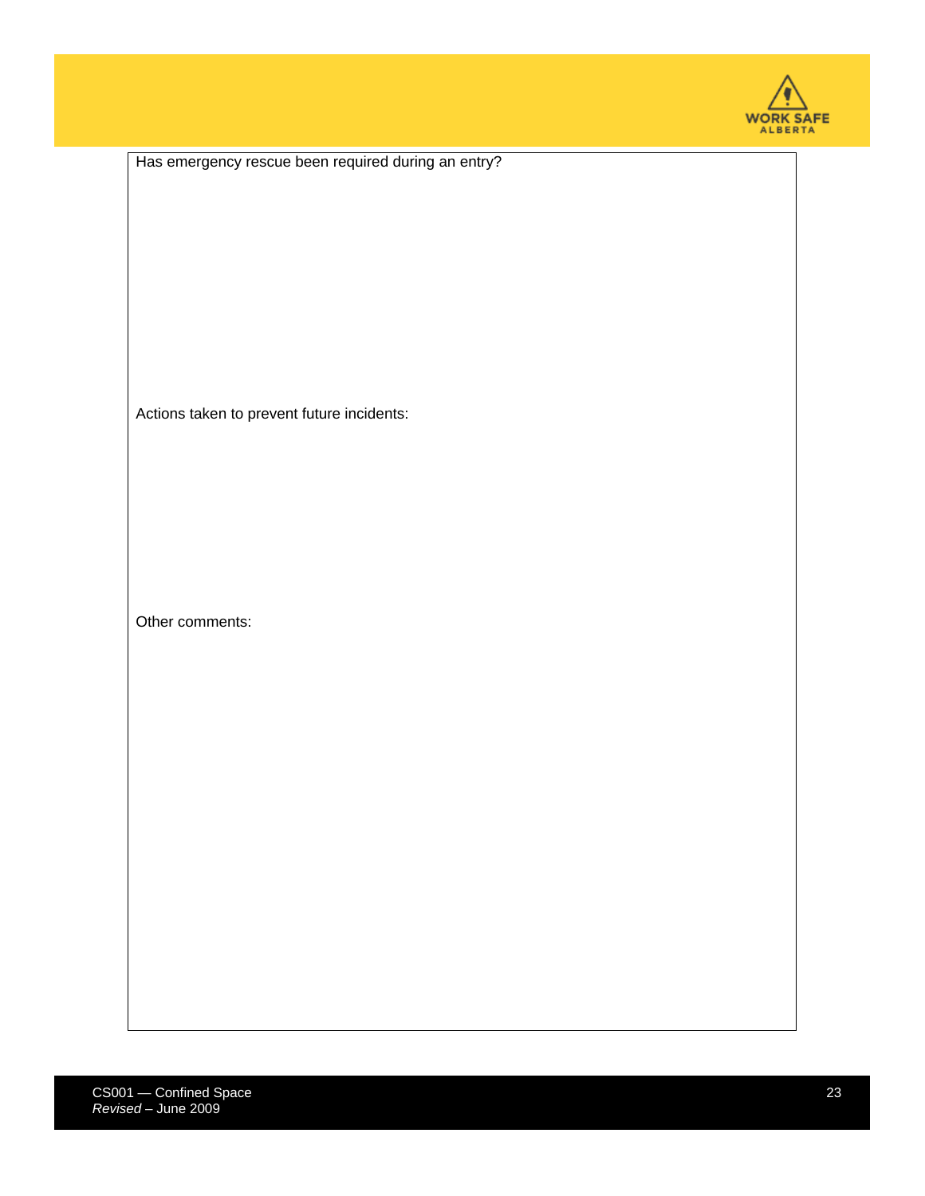Has emergency rescue been required during an entry?

Actions taken to prevent future incidents:

Other comments: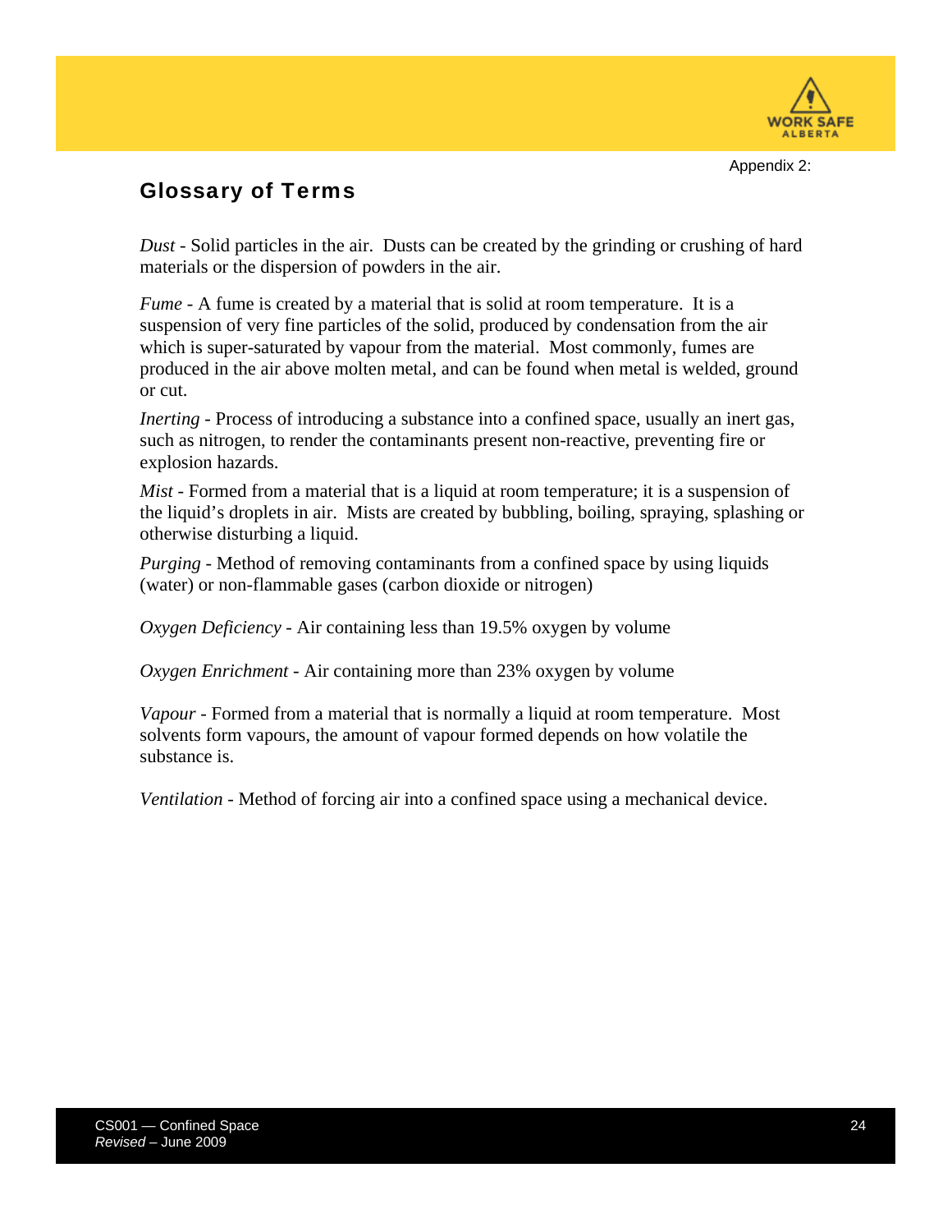Appendix 2:

## Glossary of Terms

*Dust* - Solid particles in the air. Dusts can be created by the grinding or crushing of hard materials or the dispersion of powders in the air.

*Fume* - A fume is created by a material that is solid at room temperature. It is a suspension of very fine particles of the solid, produced by condensation from the air which is super-saturated by vapour from the material. Most commonly, fumes are produced in the air above molten metal, and can be found when metal is welded, ground or cut.

*Inerting* - Process of introducing a substance into a confined space, usually an inert gas, such as nitrogen, to render the contaminants present non-reactive, preventing fire or explosion hazards.

*Mist* - Formed from a material that is a liquid at room temperature; it is a suspension of the liquid's droplets in air. Mists are created by bubbling, boiling, spraying, splashing or otherwise disturbing a liquid.

*Purging* - Method of removing contaminants from a confined space by using liquids (water) or non-flammable gases (carbon dioxide or nitrogen)

*Oxygen Deficiency* - Air containing less than 19.5% oxygen by volume

*Oxygen Enrichment* - Air containing more than 23% oxygen by volume

*Vapour* - Formed from a material that is normally a liquid at room temperature. Most solvents form vapours, the amount of vapour formed depends on how volatile the substance is.

*Ventilation* - Method of forcing air into a confined space using a mechanical device.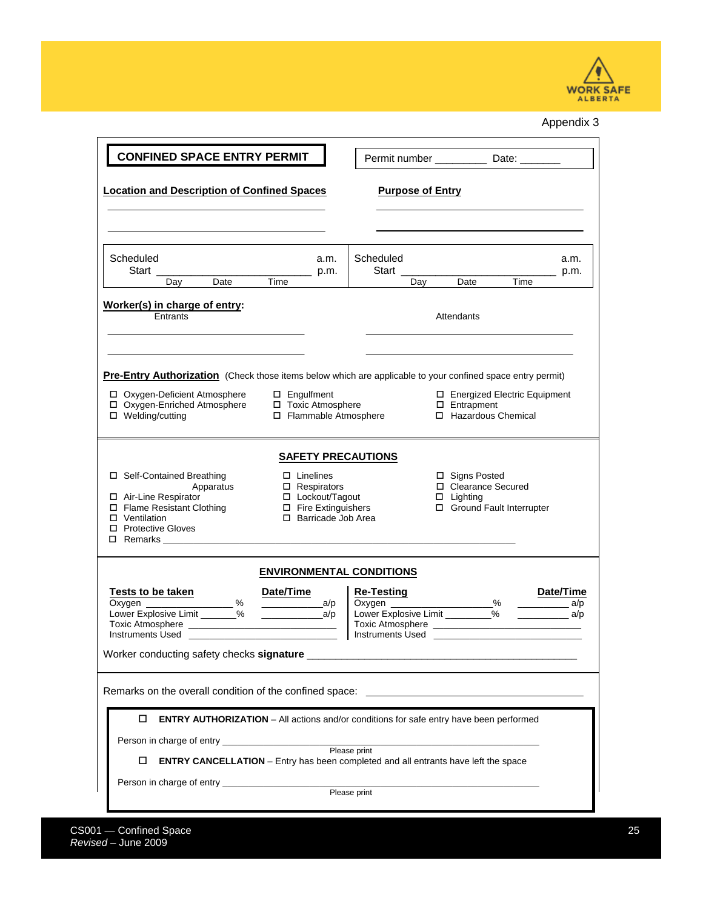Appendix 3

# CONFINED SPACE ENTRY PERMIT

Permit number _________ Date: _______

**Location and Description of Confined Spaces**

_______________________________________

_______________________________________

**Purpose of Entry**

_______________________________________

_______________________________________

| Scheduled Start ______________________ a.m./p.m. | Scheduled Start ______________________ a.m./p.m. |
|---|---|
| Day Date Time | Day Date Time |

**Worker(s) in charge of entry:**

Entrants

_______________________________________

_______________________________________

Attendants

_______________________________________

_______________________________________

**Pre-Entry Authorization** (Check those items below which are applicable to your confined space entry permit)

- ☐ Oxygen-Deficient Atmosphere
- ☐ Oxygen-Enriched Atmosphere
- ☐ Welding/cutting
- ☐ Engulfment
- ☐ Toxic Atmosphere
- ☐ Flammable Atmosphere
- ☐ Energized Electric Equipment
- ☐ Entrapment
- ☐ Hazardous Chemical

## SAFETY PRECAUTIONS

- ☐ Self-Contained Breathing Apparatus
- ☐ Air-Line Respirator
- ☐ Flame Resistant Clothing
- ☐ Ventilation
- ☐ Protective Gloves
- ☐ Linelines
- ☐ Respirators
- ☐ Lockout/Tagout
- ☐ Fire Extinguishers
- ☐ Barricade Job Area
- ☐ Signs Posted
- ☐ Clearance Secured
- ☐ Lighting
- ☐ Ground Fault Interrupter
- ☐ Remarks _______________________________________

## ENVIRONMENTAL CONDITIONS

| **Tests to be taken** | **Date/Time** | **Re-Testing** | **Date/Time** |
|---|---|---|---|
| Oxygen _________ % | _________ a/p | Oxygen _________ % | _________ a/p |
| Lower Explosive Limit _______ % | _________ a/p | Lower Explosive Limit _______ % | _________ a/p |
| Toxic Atmosphere _______________ | | Toxic Atmosphere _______________ | |
| Instruments Used _______________ | | Instruments Used _______________ | |

Worker conducting safety checks **signature** _______________________________________

Remarks on the overall condition of the confined space: _______________________________________

☐ **ENTRY AUTHORIZATION** – All actions and/or conditions for safe entry have been performed

Person in charge of entry _______________________________________
Please print

☐ **ENTRY CANCELLATION** – Entry has been completed and all entrants have left the space

Person in charge of entry _______________________________________
Please print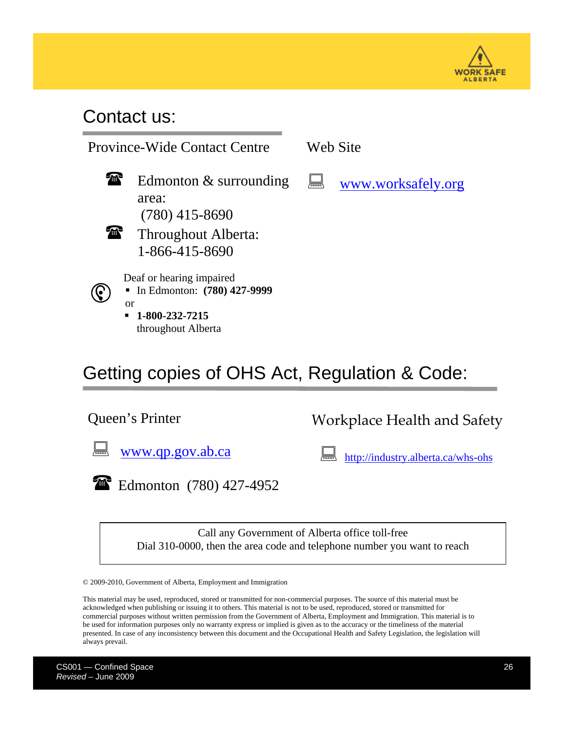WORK SAFE ALBERTA

## Contact us:

### Province-Wide Contact Centre

Edmonton & surrounding area:
(780) 415-8690

Throughout Alberta:
1-866-415-8690

Deaf or hearing impaired

- In Edmonton: **(780) 427-9999**

or

- **1-800-232-7215** throughout Alberta

### Web Site

www.worksafely.org

## Getting copies of OHS Act, Regulation & Code:

### Queen's Printer

www.qp.gov.ab.ca

Edmonton (780) 427-4952

### Workplace Health and Safety

http://industry.alberta.ca/whs-ohs

| |
|---|
| Call any Government of Alberta office toll-free<br>Dial 310-0000, then the area code and telephone number you want to reach |

© 2009-2010, Government of Alberta, Employment and Immigration

This material may be used, reproduced, stored or transmitted for non-commercial purposes. The source of this material must be acknowledged when publishing or issuing it to others. This material is not to be used, reproduced, stored or transmitted for commercial purposes without written permission from the Government of Alberta, Employment and Immigration. This material is to be used for information purposes only no warranty express or implied is given as to the accuracy or the timeliness of the material presented. In case of any inconsistency between this document and the Occupational Health and Safety Legislation, the legislation will always prevail.

CS001 — Confined Space
*Revised* – June 2009